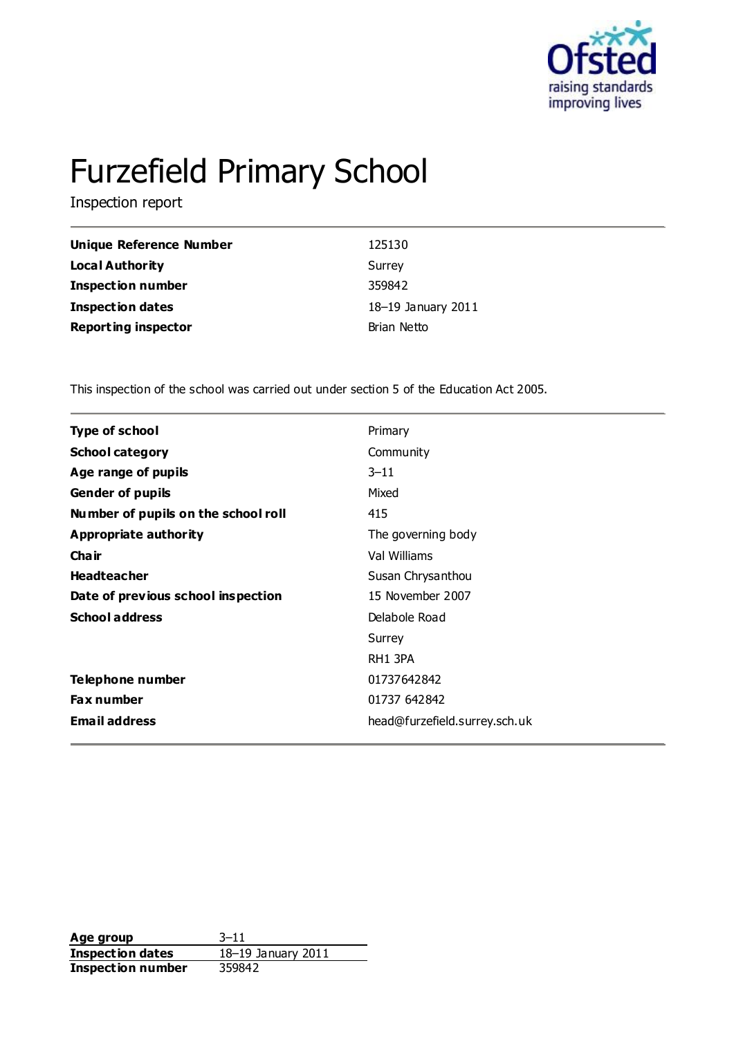# Furzefield Primary School

Inspection report

| | |
|---|---|
| **Unique Reference Number** | 125130 |
| **Local Authority** | Surrey |
| **Inspection number** | 359842 |
| **Inspection dates** | 18–19 January 2011 |
| **Reporting inspector** | Brian Netto |

This inspection of the school was carried out under section 5 of the Education Act 2005.

| | |
|---|---|
| **Type of school** | Primary |
| **School category** | Community |
| **Age range of pupils** | 3–11 |
| **Gender of pupils** | Mixed |
| **Number of pupils on the school roll** | 415 |
| **Appropriate authority** | The governing body |
| **Chair** | Val Williams |
| **Headteacher** | Susan Chrysanthou |
| **Date of previous school inspection** | 15 November 2007 |
| **School address** | Delabole Road<br>Surrey<br>RH1 3PA |
| **Telephone number** | 01737642842 |
| **Fax number** | 01737 642842 |
| **Email address** | head@furzefield.surrey.sch.uk |

| | |
|---|---|
| **Age group** | 3–11 |
| **Inspection dates** | 18–19 January 2011 |
| **Inspection number** | 359842 |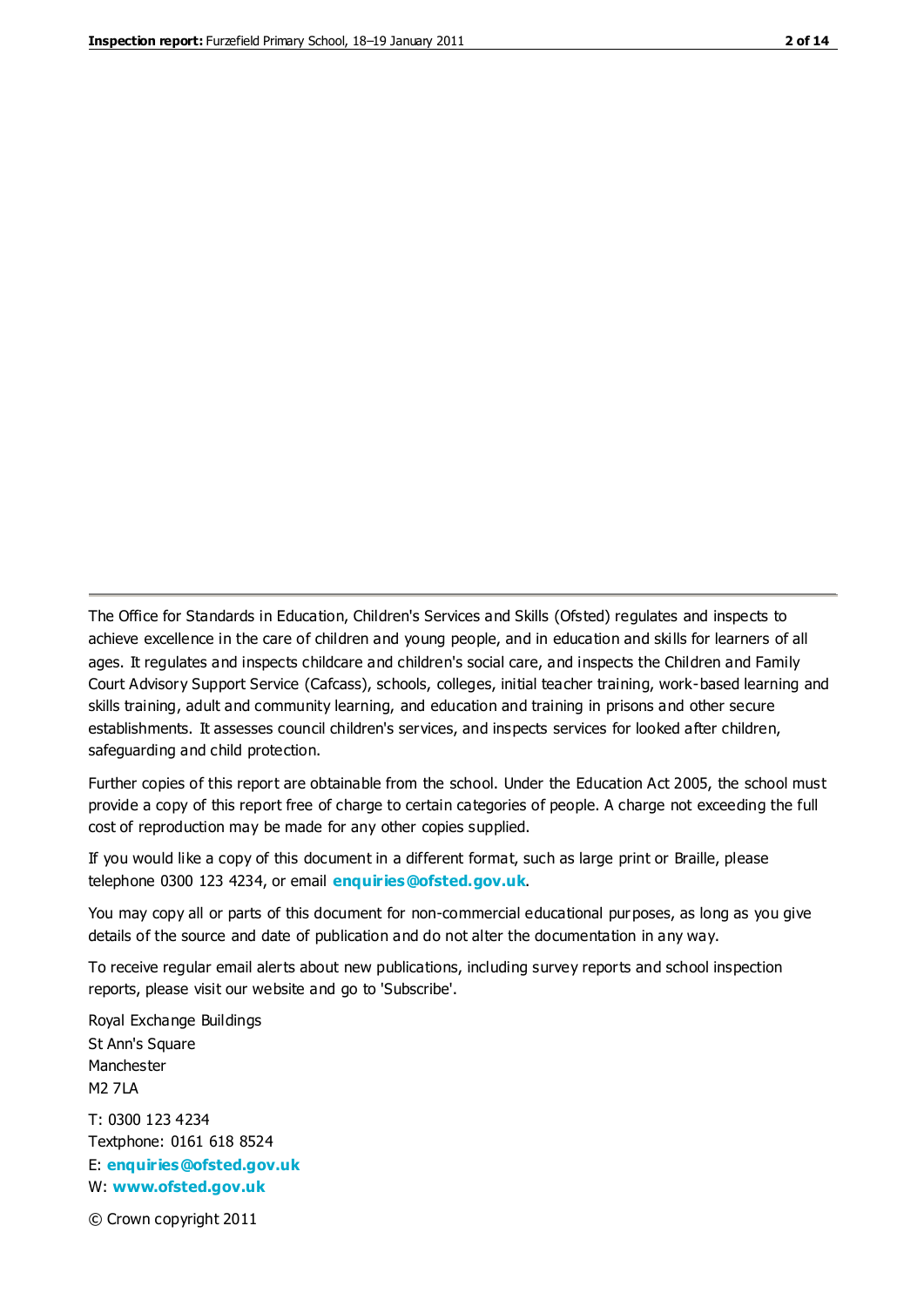The Office for Standards in Education, Children's Services and Skills (Ofsted) regulates and inspects to achieve excellence in the care of children and young people, and in education and skills for learners of all ages. It regulates and inspects childcare and children's social care, and inspects the Children and Family Court Advisory Support Service (Cafcass), schools, colleges, initial teacher training, work-based learning and skills training, adult and community learning, and education and training in prisons and other secure establishments. It assesses council children's services, and inspects services for looked after children, safeguarding and child protection.

Further copies of this report are obtainable from the school. Under the Education Act 2005, the school must provide a copy of this report free of charge to certain categories of people. A charge not exceeding the full cost of reproduction may be made for any other copies supplied.

If you would like a copy of this document in a different format, such as large print or Braille, please telephone 0300 123 4234, or email **enquiries@ofsted.gov.uk**.

You may copy all or parts of this document for non-commercial educational purposes, as long as you give details of the source and date of publication and do not alter the documentation in any way.

To receive regular email alerts about new publications, including survey reports and school inspection reports, please visit our website and go to 'Subscribe'.

Royal Exchange Buildings
St Ann's Square
Manchester
M2 7LA

T: 0300 123 4234
Textphone: 0161 618 8524
E: **enquiries@ofsted.gov.uk**
W: **www.ofsted.gov.uk**

© Crown copyright 2011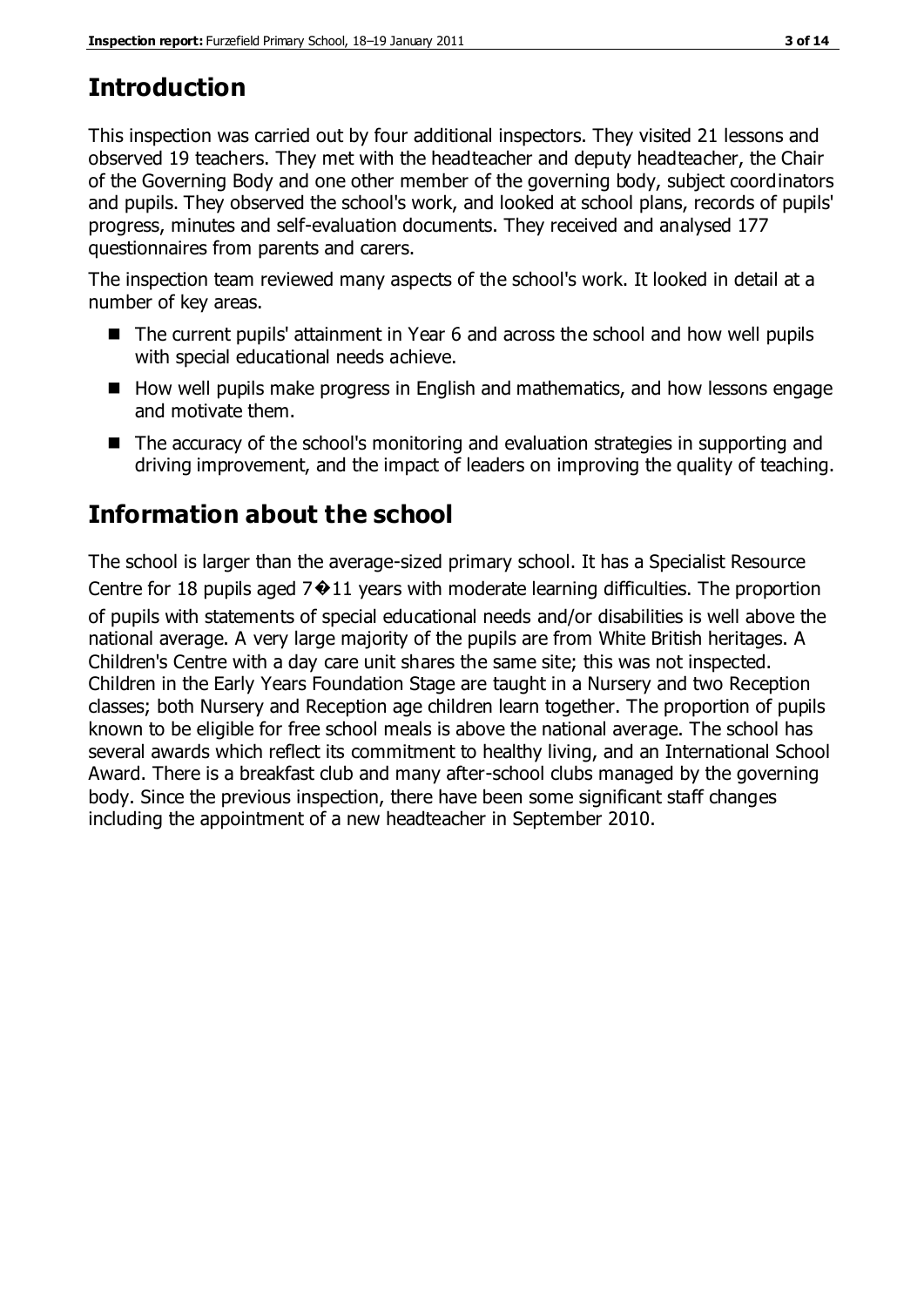# Introduction

This inspection was carried out by four additional inspectors. They visited 21 lessons and observed 19 teachers. They met with the headteacher and deputy headteacher, the Chair of the Governing Body and one other member of the governing body, subject coordinators and pupils. They observed the school's work, and looked at school plans, records of pupils' progress, minutes and self-evaluation documents. They received and analysed 177 questionnaires from parents and carers.

The inspection team reviewed many aspects of the school's work. It looked in detail at a number of key areas.

- The current pupils' attainment in Year 6 and across the school and how well pupils with special educational needs achieve.
- How well pupils make progress in English and mathematics, and how lessons engage and motivate them.
- The accuracy of the school's monitoring and evaluation strategies in supporting and driving improvement, and the impact of leaders on improving the quality of teaching.

# Information about the school

The school is larger than the average-sized primary school. It has a Specialist Resource Centre for 18 pupils aged 7�11 years with moderate learning difficulties. The proportion of pupils with statements of special educational needs and/or disabilities is well above the national average. A very large majority of the pupils are from White British heritages. A Children's Centre with a day care unit shares the same site; this was not inspected. Children in the Early Years Foundation Stage are taught in a Nursery and two Reception classes; both Nursery and Reception age children learn together. The proportion of pupils known to be eligible for free school meals is above the national average. The school has several awards which reflect its commitment to healthy living, and an International School Award. There is a breakfast club and many after-school clubs managed by the governing body. Since the previous inspection, there have been some significant staff changes including the appointment of a new headteacher in September 2010.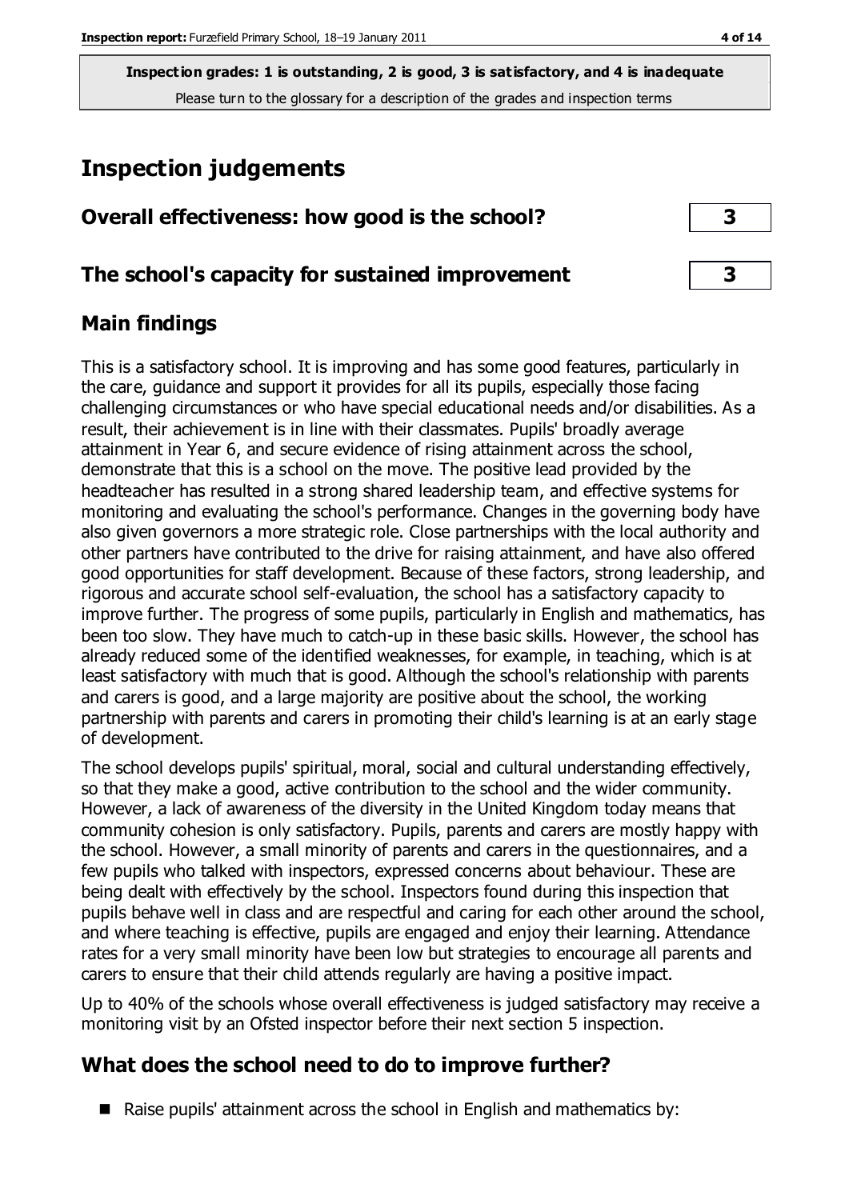**Inspection grades: 1 is outstanding, 2 is good, 3 is satisfactory, and 4 is inadequate**
Please turn to the glossary for a description of the grades and inspection terms

# Inspection judgements

| Overall effectiveness: how good is the school? | 3 |
|---|---|
| **The school's capacity for sustained improvement** | **3** |

## Main findings

This is a satisfactory school. It is improving and has some good features, particularly in the care, guidance and support it provides for all its pupils, especially those facing challenging circumstances or who have special educational needs and/or disabilities. As a result, their achievement is in line with their classmates. Pupils' broadly average attainment in Year 6, and secure evidence of rising attainment across the school, demonstrate that this is a school on the move. The positive lead provided by the headteacher has resulted in a strong shared leadership team, and effective systems for monitoring and evaluating the school's performance. Changes in the governing body have also given governors a more strategic role. Close partnerships with the local authority and other partners have contributed to the drive for raising attainment, and have also offered good opportunities for staff development. Because of these factors, strong leadership, and rigorous and accurate school self-evaluation, the school has a satisfactory capacity to improve further. The progress of some pupils, particularly in English and mathematics, has been too slow. They have much to catch-up in these basic skills. However, the school has already reduced some of the identified weaknesses, for example, in teaching, which is at least satisfactory with much that is good. Although the school's relationship with parents and carers is good, and a large majority are positive about the school, the working partnership with parents and carers in promoting their child's learning is at an early stage of development.

The school develops pupils' spiritual, moral, social and cultural understanding effectively, so that they make a good, active contribution to the school and the wider community. However, a lack of awareness of the diversity in the United Kingdom today means that community cohesion is only satisfactory. Pupils, parents and carers are mostly happy with the school. However, a small minority of parents and carers in the questionnaires, and a few pupils who talked with inspectors, expressed concerns about behaviour. These are being dealt with effectively by the school. Inspectors found during this inspection that pupils behave well in class and are respectful and caring for each other around the school, and where teaching is effective, pupils are engaged and enjoy their learning. Attendance rates for a very small minority have been low but strategies to encourage all parents and carers to ensure that their child attends regularly are having a positive impact.

Up to 40% of the schools whose overall effectiveness is judged satisfactory may receive a monitoring visit by an Ofsted inspector before their next section 5 inspection.

## What does the school need to do to improve further?

- Raise pupils' attainment across the school in English and mathematics by: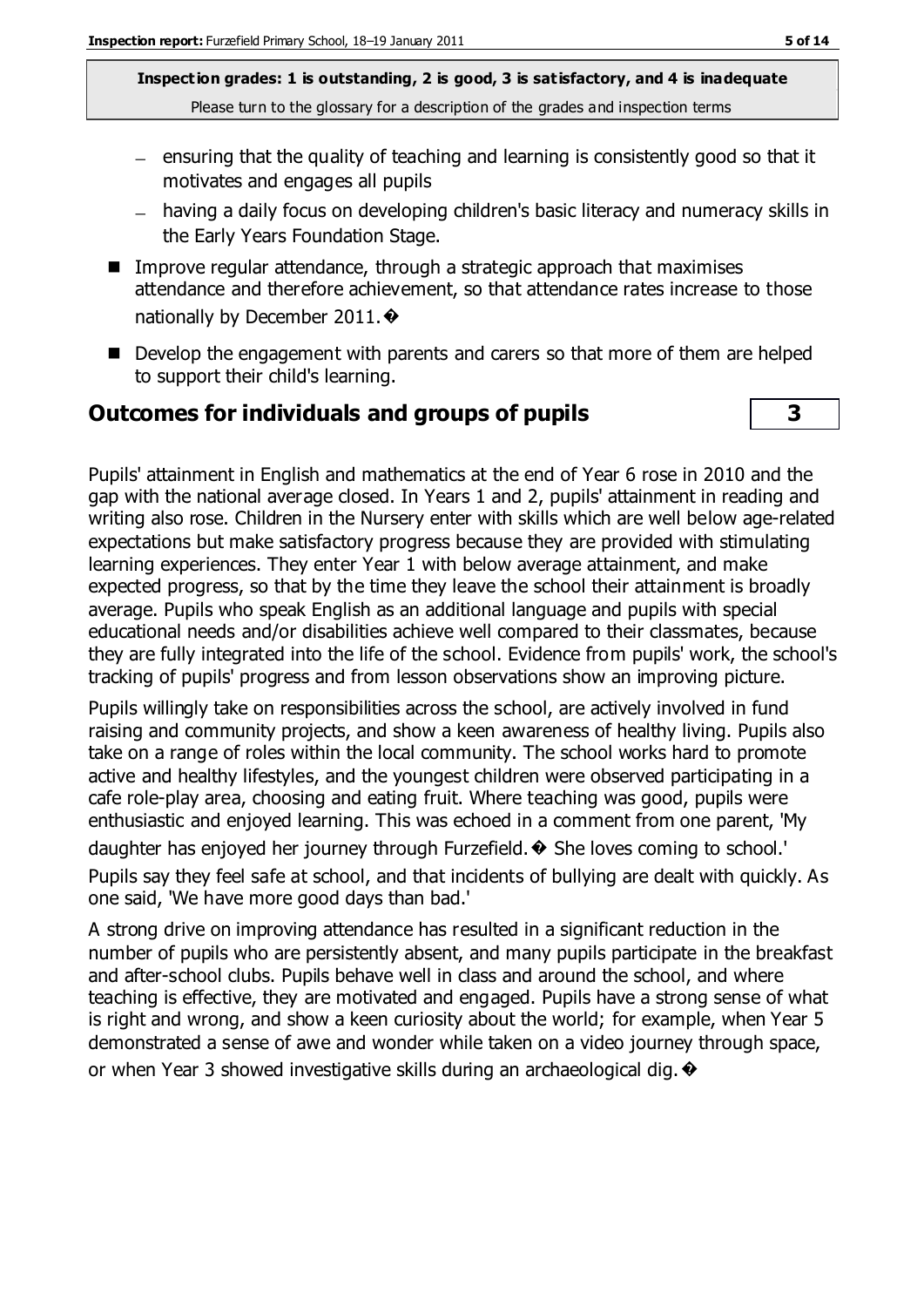**Inspection grades: 1 is outstanding, 2 is good, 3 is satisfactory, and 4 is inadequate**
Please turn to the glossary for a description of the grades and inspection terms

- ensuring that the quality of teaching and learning is consistently good so that it motivates and engages all pupils
- having a daily focus on developing children's basic literacy and numeracy skills in the Early Years Foundation Stage.

- Improve regular attendance, through a strategic approach that maximises attendance and therefore achievement, so that attendance rates increase to those nationally by December 2011.�
- Develop the engagement with parents and carers so that more of them are helped to support their child's learning.

## Outcomes for individuals and groups of pupils | 3

Pupils' attainment in English and mathematics at the end of Year 6 rose in 2010 and the gap with the national average closed. In Years 1 and 2, pupils' attainment in reading and writing also rose. Children in the Nursery enter with skills which are well below age-related expectations but make satisfactory progress because they are provided with stimulating learning experiences. They enter Year 1 with below average attainment, and make expected progress, so that by the time they leave the school their attainment is broadly average. Pupils who speak English as an additional language and pupils with special educational needs and/or disabilities achieve well compared to their classmates, because they are fully integrated into the life of the school. Evidence from pupils' work, the school's tracking of pupils' progress and from lesson observations show an improving picture.

Pupils willingly take on responsibilities across the school, are actively involved in fund raising and community projects, and show a keen awareness of healthy living. Pupils also take on a range of roles within the local community. The school works hard to promote active and healthy lifestyles, and the youngest children were observed participating in a cafe role-play area, choosing and eating fruit. Where teaching was good, pupils were enthusiastic and enjoyed learning. This was echoed in a comment from one parent, 'My daughter has enjoyed her journey through Furzefield.� She loves coming to school.' Pupils say they feel safe at school, and that incidents of bullying are dealt with quickly. As one said, 'We have more good days than bad.'

A strong drive on improving attendance has resulted in a significant reduction in the number of pupils who are persistently absent, and many pupils participate in the breakfast and after-school clubs. Pupils behave well in class and around the school, and where teaching is effective, they are motivated and engaged. Pupils have a strong sense of what is right and wrong, and show a keen curiosity about the world; for example, when Year 5 demonstrated a sense of awe and wonder while taken on a video journey through space, or when Year 3 showed investigative skills during an archaeological dig.�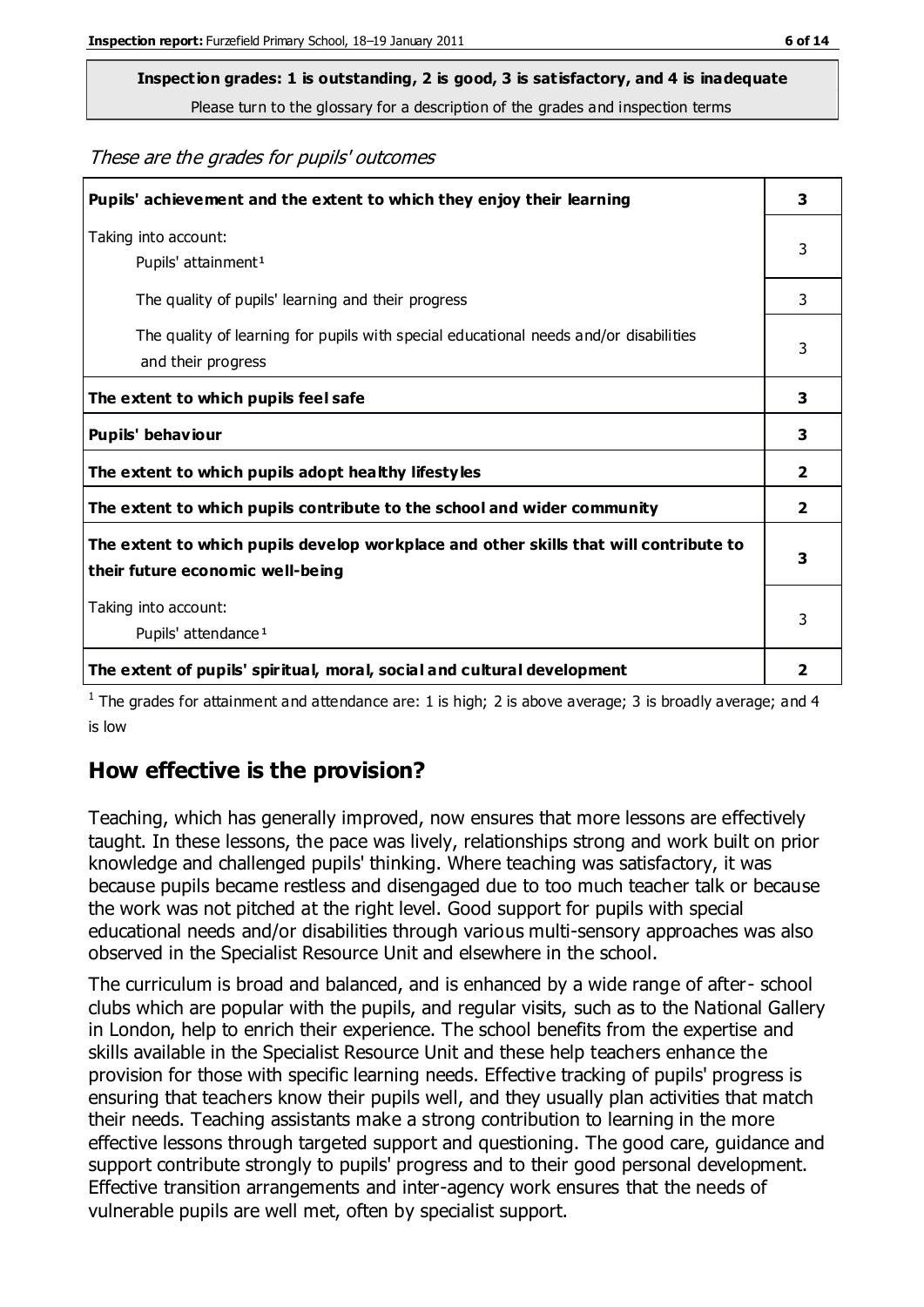**Inspection grades: 1 is outstanding, 2 is good, 3 is satisfactory, and 4 is inadequate**

Please turn to the glossary for a description of the grades and inspection terms

*These are the grades for pupils' outcomes*

| | |
|---|---|
| **Pupils' achievement and the extent to which they enjoy their learning** | **3** |
| Taking into account: Pupils' attainment[1] | 3 |
| The quality of pupils' learning and their progress | 3 |
| The quality of learning for pupils with special educational needs and/or disabilities and their progress | 3 |
| **The extent to which pupils feel safe** | **3** |
| **Pupils' behaviour** | **3** |
| **The extent to which pupils adopt healthy lifestyles** | **2** |
| **The extent to which pupils contribute to the school and wider community** | **2** |
| **The extent to which pupils develop workplace and other skills that will contribute to their future economic well-being** | **3** |
| Taking into account: Pupils' attendance[1] | 3 |
| **The extent of pupils' spiritual, moral, social and cultural development** | **2** |

[1] The grades for attainment and attendance are: 1 is high; 2 is above average; 3 is broadly average; and 4 is low

## How effective is the provision?

Teaching, which has generally improved, now ensures that more lessons are effectively taught. In these lessons, the pace was lively, relationships strong and work built on prior knowledge and challenged pupils' thinking. Where teaching was satisfactory, it was because pupils became restless and disengaged due to too much teacher talk or because the work was not pitched at the right level. Good support for pupils with special educational needs and/or disabilities through various multi-sensory approaches was also observed in the Specialist Resource Unit and elsewhere in the school.

The curriculum is broad and balanced, and is enhanced by a wide range of after- school clubs which are popular with the pupils, and regular visits, such as to the National Gallery in London, help to enrich their experience. The school benefits from the expertise and skills available in the Specialist Resource Unit and these help teachers enhance the provision for those with specific learning needs. Effective tracking of pupils' progress is ensuring that teachers know their pupils well, and they usually plan activities that match their needs. Teaching assistants make a strong contribution to learning in the more effective lessons through targeted support and questioning. The good care, guidance and support contribute strongly to pupils' progress and to their good personal development. Effective transition arrangements and inter-agency work ensures that the needs of vulnerable pupils are well met, often by specialist support.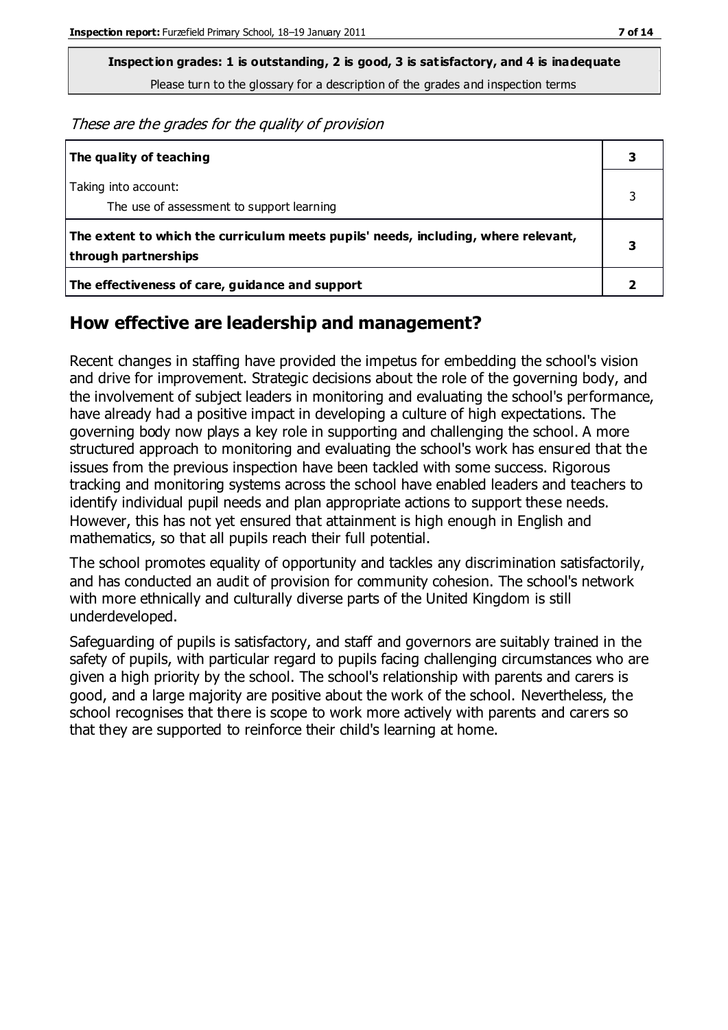**Inspection grades: 1 is outstanding, 2 is good, 3 is satisfactory, and 4 is inadequate**
Please turn to the glossary for a description of the grades and inspection terms

*These are the grades for the quality of provision*

| | |
|---|---|
| **The quality of teaching** | **3** |
| Taking into account:<br>The use of assessment to support learning | 3 |
| **The extent to which the curriculum meets pupils' needs, including, where relevant, through partnerships** | **3** |
| **The effectiveness of care, guidance and support** | **2** |

## How effective are leadership and management?

Recent changes in staffing have provided the impetus for embedding the school's vision and drive for improvement. Strategic decisions about the role of the governing body, and the involvement of subject leaders in monitoring and evaluating the school's performance, have already had a positive impact in developing a culture of high expectations. The governing body now plays a key role in supporting and challenging the school. A more structured approach to monitoring and evaluating the school's work has ensured that the issues from the previous inspection have been tackled with some success. Rigorous tracking and monitoring systems across the school have enabled leaders and teachers to identify individual pupil needs and plan appropriate actions to support these needs. However, this has not yet ensured that attainment is high enough in English and mathematics, so that all pupils reach their full potential.

The school promotes equality of opportunity and tackles any discrimination satisfactorily, and has conducted an audit of provision for community cohesion. The school's network with more ethnically and culturally diverse parts of the United Kingdom is still underdeveloped.

Safeguarding of pupils is satisfactory, and staff and governors are suitably trained in the safety of pupils, with particular regard to pupils facing challenging circumstances who are given a high priority by the school. The school's relationship with parents and carers is good, and a large majority are positive about the work of the school. Nevertheless, the school recognises that there is scope to work more actively with parents and carers so that they are supported to reinforce their child's learning at home.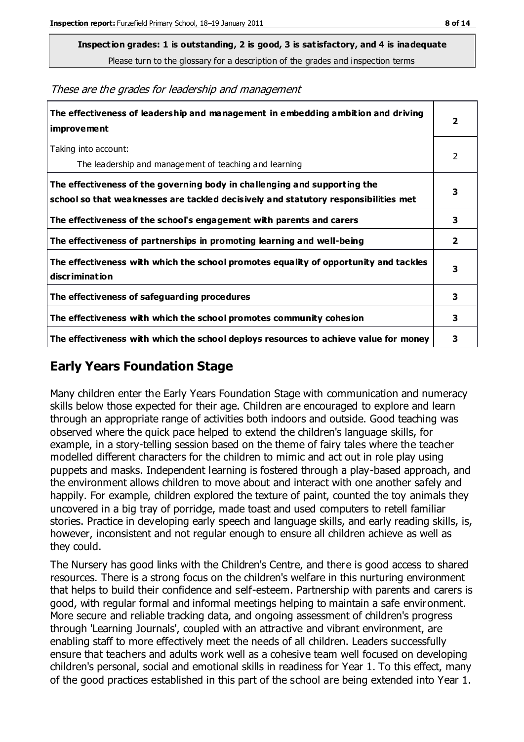**Inspection grades: 1 is outstanding, 2 is good, 3 is satisfactory, and 4 is inadequate**
Please turn to the glossary for a description of the grades and inspection terms

*These are the grades for leadership and management*

| | |
|---|---|
| **The effectiveness of leadership and management in embedding ambition and driving improvement** | **2** |
| Taking into account:<br>The leadership and management of teaching and learning | 2 |
| **The effectiveness of the governing body in challenging and supporting the school so that weaknesses are tackled decisively and statutory responsibilities met** | **3** |
| **The effectiveness of the school's engagement with parents and carers** | **3** |
| **The effectiveness of partnerships in promoting learning and well-being** | **2** |
| **The effectiveness with which the school promotes equality of opportunity and tackles discrimination** | **3** |
| **The effectiveness of safeguarding procedures** | **3** |
| **The effectiveness with which the school promotes community cohesion** | **3** |
| **The effectiveness with which the school deploys resources to achieve value for money** | **3** |

## Early Years Foundation Stage

Many children enter the Early Years Foundation Stage with communication and numeracy skills below those expected for their age. Children are encouraged to explore and learn through an appropriate range of activities both indoors and outside. Good teaching was observed where the quick pace helped to extend the children's language skills, for example, in a story-telling session based on the theme of fairy tales where the teacher modelled different characters for the children to mimic and act out in role play using puppets and masks. Independent learning is fostered through a play-based approach, and the environment allows children to move about and interact with one another safely and happily. For example, children explored the texture of paint, counted the toy animals they uncovered in a big tray of porridge, made toast and used computers to retell familiar stories. Practice in developing early speech and language skills, and early reading skills, is, however, inconsistent and not regular enough to ensure all children achieve as well as they could.

The Nursery has good links with the Children's Centre, and there is good access to shared resources. There is a strong focus on the children's welfare in this nurturing environment that helps to build their confidence and self-esteem. Partnership with parents and carers is good, with regular formal and informal meetings helping to maintain a safe environment. More secure and reliable tracking data, and ongoing assessment of children's progress through 'Learning Journals', coupled with an attractive and vibrant environment, are enabling staff to more effectively meet the needs of all children. Leaders successfully ensure that teachers and adults work well as a cohesive team well focused on developing children's personal, social and emotional skills in readiness for Year 1. To this effect, many of the good practices established in this part of the school are being extended into Year 1.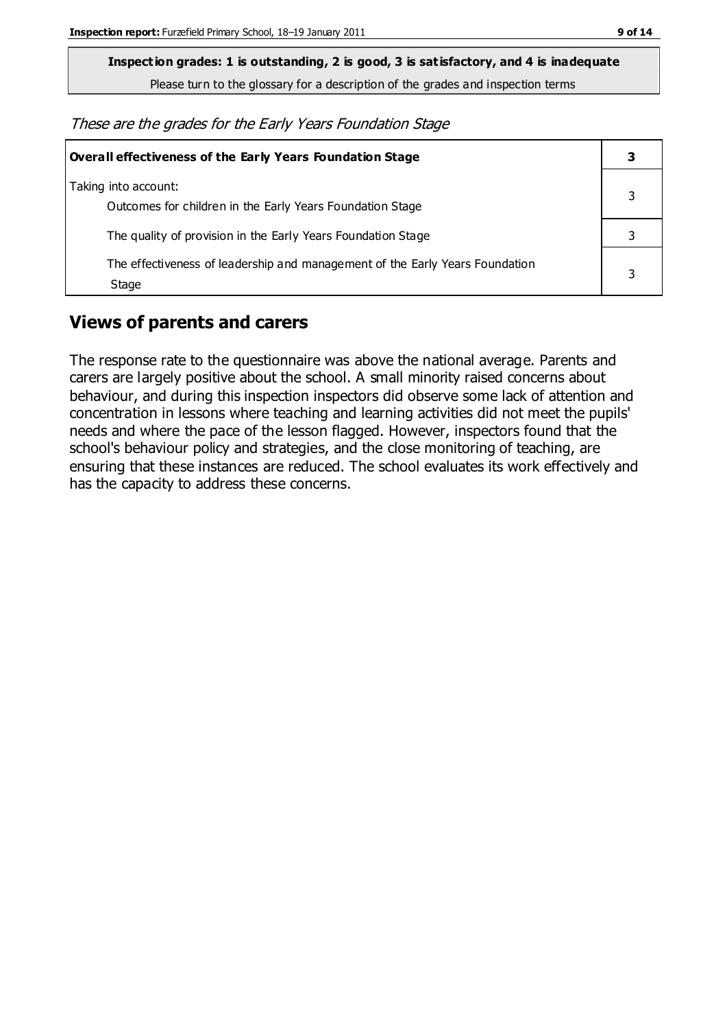**Inspection grades: 1 is outstanding, 2 is good, 3 is satisfactory, and 4 is inadequate**

Please turn to the glossary for a description of the grades and inspection terms

*These are the grades for the Early Years Foundation Stage*

| **Overall effectiveness of the Early Years Foundation Stage** | **3** |
|---|---|
| Taking into account:<br>Outcomes for children in the Early Years Foundation Stage | 3 |
| The quality of provision in the Early Years Foundation Stage | 3 |
| The effectiveness of leadership and management of the Early Years Foundation Stage | 3 |

## Views of parents and carers

The response rate to the questionnaire was above the national average. Parents and carers are largely positive about the school. A small minority raised concerns about behaviour, and during this inspection inspectors did observe some lack of attention and concentration in lessons where teaching and learning activities did not meet the pupils' needs and where the pace of the lesson flagged. However, inspectors found that the school's behaviour policy and strategies, and the close monitoring of teaching, are ensuring that these instances are reduced. The school evaluates its work effectively and has the capacity to address these concerns.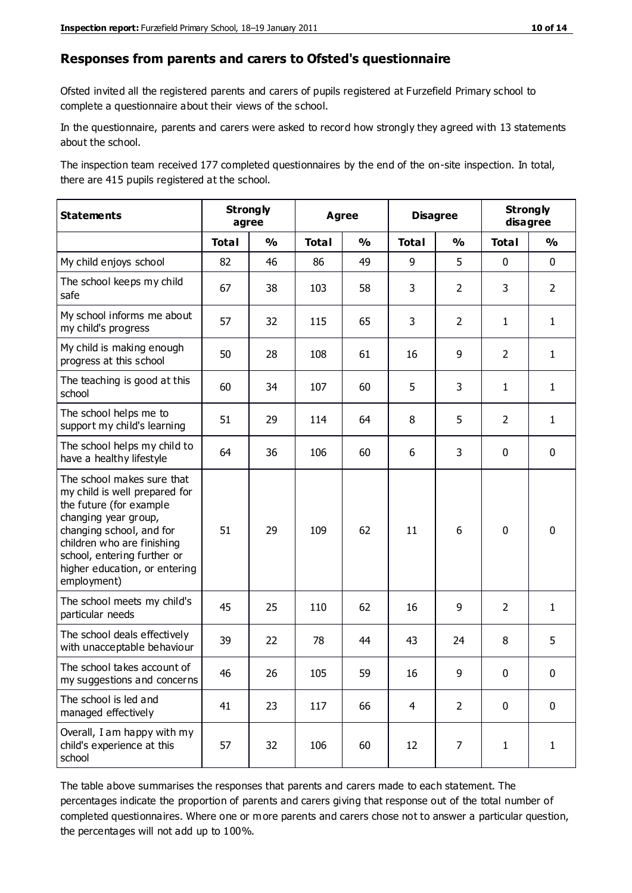## Responses from parents and carers to Ofsted's questionnaire

Ofsted invited all the registered parents and carers of pupils registered at Furzefield Primary school to complete a questionnaire about their views of the school.

In the questionnaire, parents and carers were asked to record how strongly they agreed with 13 statements about the school.

The inspection team received 177 completed questionnaires by the end of the on-site inspection. In total, there are 415 pupils registered at the school.

| Statements | Strongly agree | | Agree | | Disagree | | Strongly disagree | |
|---|---|---|---|---|---|---|---|---|
| | Total | % | Total | % | Total | % | Total | % |
| My child enjoys school | 82 | 46 | 86 | 49 | 9 | 5 | 0 | 0 |
| The school keeps my child safe | 67 | 38 | 103 | 58 | 3 | 2 | 3 | 2 |
| My school informs me about my child's progress | 57 | 32 | 115 | 65 | 3 | 2 | 1 | 1 |
| My child is making enough progress at this school | 50 | 28 | 108 | 61 | 16 | 9 | 2 | 1 |
| The teaching is good at this school | 60 | 34 | 107 | 60 | 5 | 3 | 1 | 1 |
| The school helps me to support my child's learning | 51 | 29 | 114 | 64 | 8 | 5 | 2 | 1 |
| The school helps my child to have a healthy lifestyle | 64 | 36 | 106 | 60 | 6 | 3 | 0 | 0 |
| The school makes sure that my child is well prepared for the future (for example changing year group, changing school, and for children who are finishing school, entering further or higher education, or entering employment) | 51 | 29 | 109 | 62 | 11 | 6 | 0 | 0 |
| The school meets my child's particular needs | 45 | 25 | 110 | 62 | 16 | 9 | 2 | 1 |
| The school deals effectively with unacceptable behaviour | 39 | 22 | 78 | 44 | 43 | 24 | 8 | 5 |
| The school takes account of my suggestions and concerns | 46 | 26 | 105 | 59 | 16 | 9 | 0 | 0 |
| The school is led and managed effectively | 41 | 23 | 117 | 66 | 4 | 2 | 0 | 0 |
| Overall, I am happy with my child's experience at this school | 57 | 32 | 106 | 60 | 12 | 7 | 1 | 1 |

The table above summarises the responses that parents and carers made to each statement. The percentages indicate the proportion of parents and carers giving that response out of the total number of completed questionnaires. Where one or more parents and carers chose not to answer a particular question, the percentages will not add up to 100%.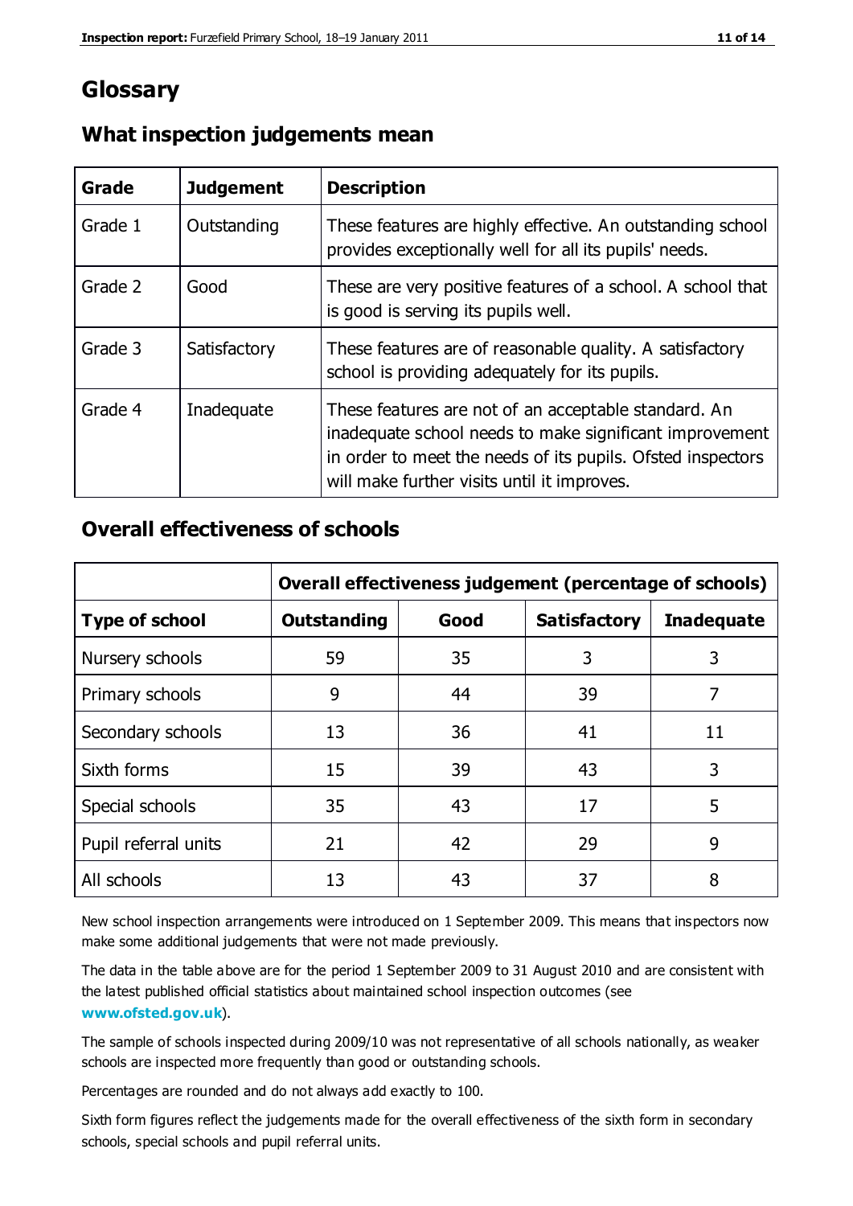# Glossary

## What inspection judgements mean

| Grade | Judgement | Description |
|---|---|---|
| Grade 1 | Outstanding | These features are highly effective. An outstanding school provides exceptionally well for all its pupils' needs. |
| Grade 2 | Good | These are very positive features of a school. A school that is good is serving its pupils well. |
| Grade 3 | Satisfactory | These features are of reasonable quality. A satisfactory school is providing adequately for its pupils. |
| Grade 4 | Inadequate | These features are not of an acceptable standard. An inadequate school needs to make significant improvement in order to meet the needs of its pupils. Ofsted inspectors will make further visits until it improves. |

## Overall effectiveness of schools

| | Overall effectiveness judgement (percentage of schools) | | | |
|---|---|---|---|---|
| **Type of school** | **Outstanding** | **Good** | **Satisfactory** | **Inadequate** |
| Nursery schools | 59 | 35 | 3 | 3 |
| Primary schools | 9 | 44 | 39 | 7 |
| Secondary schools | 13 | 36 | 41 | 11 |
| Sixth forms | 15 | 39 | 43 | 3 |
| Special schools | 35 | 43 | 17 | 5 |
| Pupil referral units | 21 | 42 | 29 | 9 |
| All schools | 13 | 43 | 37 | 8 |

New school inspection arrangements were introduced on 1 September 2009. This means that inspectors now make some additional judgements that were not made previously.

The data in the table above are for the period 1 September 2009 to 31 August 2010 and are consistent with the latest published official statistics about maintained school inspection outcomes (see **www.ofsted.gov.uk**).

The sample of schools inspected during 2009/10 was not representative of all schools nationally, as weaker schools are inspected more frequently than good or outstanding schools.

Percentages are rounded and do not always add exactly to 100.

Sixth form figures reflect the judgements made for the overall effectiveness of the sixth form in secondary schools, special schools and pupil referral units.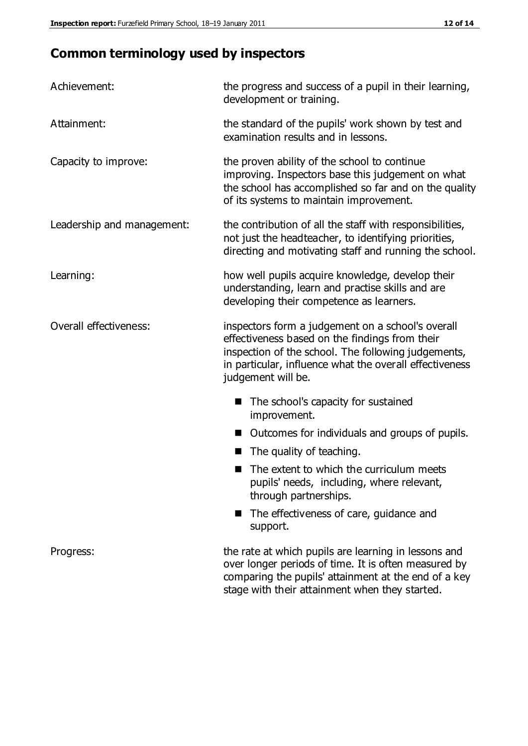## Common terminology used by inspectors

**Achievement:** the progress and success of a pupil in their learning, development or training.

**Attainment:** the standard of the pupils' work shown by test and examination results and in lessons.

**Capacity to improve:** the proven ability of the school to continue improving. Inspectors base this judgement on what the school has accomplished so far and on the quality of its systems to maintain improvement.

**Leadership and management:** the contribution of all the staff with responsibilities, not just the headteacher, to identifying priorities, directing and motivating staff and running the school.

**Learning:** how well pupils acquire knowledge, develop their understanding, learn and practise skills and are developing their competence as learners.

**Overall effectiveness:** inspectors form a judgement on a school's overall effectiveness based on the findings from their inspection of the school. The following judgements, in particular, influence what the overall effectiveness judgement will be.

- The school's capacity for sustained improvement.
- Outcomes for individuals and groups of pupils.
- The quality of teaching.
- The extent to which the curriculum meets pupils' needs, including, where relevant, through partnerships.
- The effectiveness of care, guidance and support.

**Progress:** the rate at which pupils are learning in lessons and over longer periods of time. It is often measured by comparing the pupils' attainment at the end of a key stage with their attainment when they started.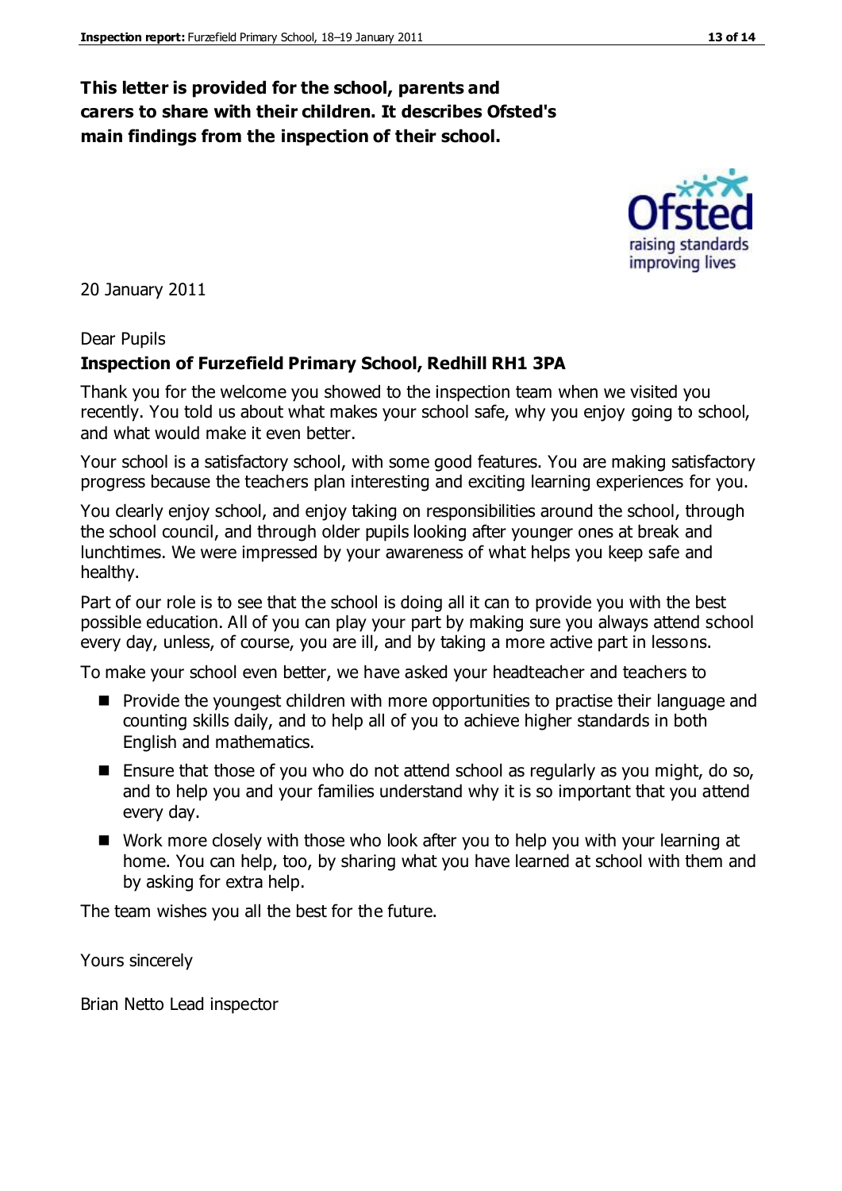**This letter is provided for the school, parents and carers to share with their children. It describes Ofsted's main findings from the inspection of their school.**

20 January 2011

Dear Pupils

**Inspection of Furzefield Primary School, Redhill RH1 3PA**

Thank you for the welcome you showed to the inspection team when we visited you recently. You told us about what makes your school safe, why you enjoy going to school, and what would make it even better.

Your school is a satisfactory school, with some good features. You are making satisfactory progress because the teachers plan interesting and exciting learning experiences for you.

You clearly enjoy school, and enjoy taking on responsibilities around the school, through the school council, and through older pupils looking after younger ones at break and lunchtimes. We were impressed by your awareness of what helps you keep safe and healthy.

Part of our role is to see that the school is doing all it can to provide you with the best possible education. All of you can play your part by making sure you always attend school every day, unless, of course, you are ill, and by taking a more active part in lessons.

To make your school even better, we have asked your headteacher and teachers to

- Provide the youngest children with more opportunities to practise their language and counting skills daily, and to help all of you to achieve higher standards in both English and mathematics.
- Ensure that those of you who do not attend school as regularly as you might, do so, and to help you and your families understand why it is so important that you attend every day.
- Work more closely with those who look after you to help you with your learning at home. You can help, too, by sharing what you have learned at school with them and by asking for extra help.

The team wishes you all the best for the future.

Yours sincerely

Brian Netto Lead inspector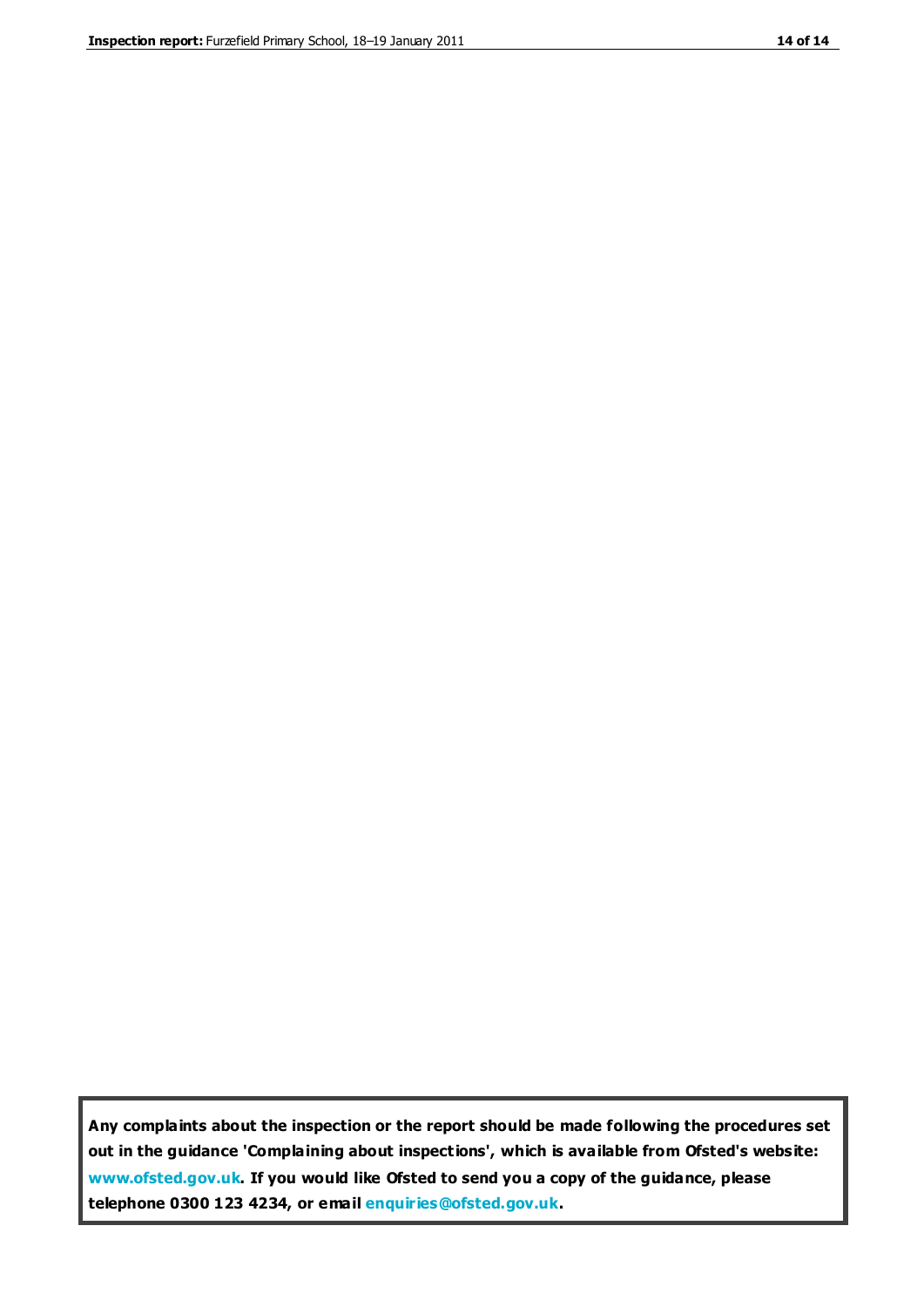**Any complaints about the inspection or the report should be made following the procedures set out in the guidance 'Complaining about inspections', which is available from Ofsted's website: www.ofsted.gov.uk. If you would like Ofsted to send you a copy of the guidance, please telephone 0300 123 4234, or email enquiries@ofsted.gov.uk.**